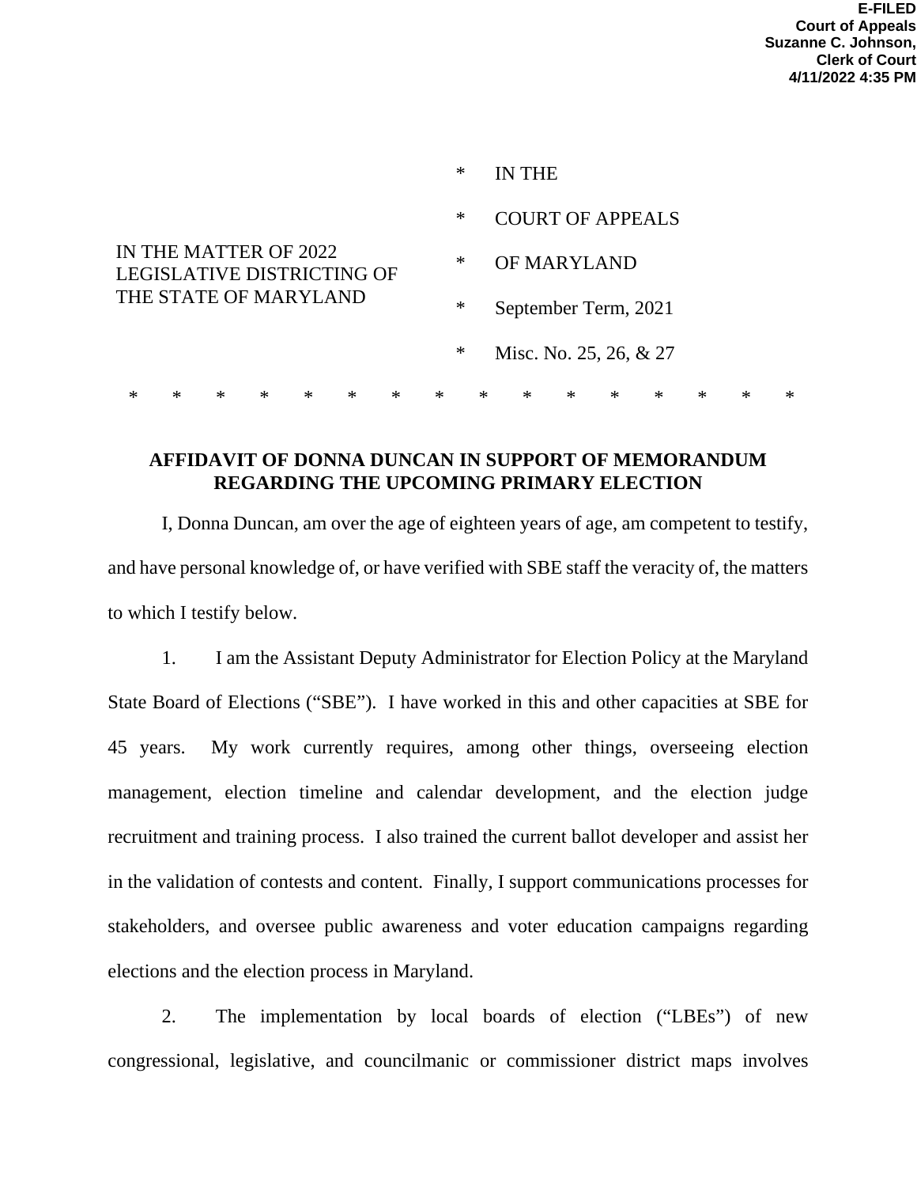E-FILED
Court of Appeals
Suzanne C. Johnson,
Clerk of Court
4/11/2022 4:35 PM

| | | |
|---|---|---|
| IN THE MATTER OF 2022 LEGISLATIVE DISTRICTING OF THE STATE OF MARYLAND | * | IN THE |
| | * | COURT OF APPEALS |
| | * | OF MARYLAND |
| | * | September Term, 2021 |
| | * | Misc. No. 25, 26, & 27 |

\* \* \* \* \* \* \* \* \* \* \* \* \* \* \* \*

**AFFIDAVIT OF DONNA DUNCAN IN SUPPORT OF MEMORANDUM REGARDING THE UPCOMING PRIMARY ELECTION**

I, Donna Duncan, am over the age of eighteen years of age, am competent to testify, and have personal knowledge of, or have verified with SBE staff the veracity of, the matters to which I testify below.

1. I am the Assistant Deputy Administrator for Election Policy at the Maryland State Board of Elections ("SBE"). I have worked in this and other capacities at SBE for 45 years. My work currently requires, among other things, overseeing election management, election timeline and calendar development, and the election judge recruitment and training process. I also trained the current ballot developer and assist her in the validation of contests and content. Finally, I support communications processes for stakeholders, and oversee public awareness and voter education campaigns regarding elections and the election process in Maryland.

2. The implementation by local boards of election ("LBEs") of new congressional, legislative, and councilmanic or commissioner district maps involves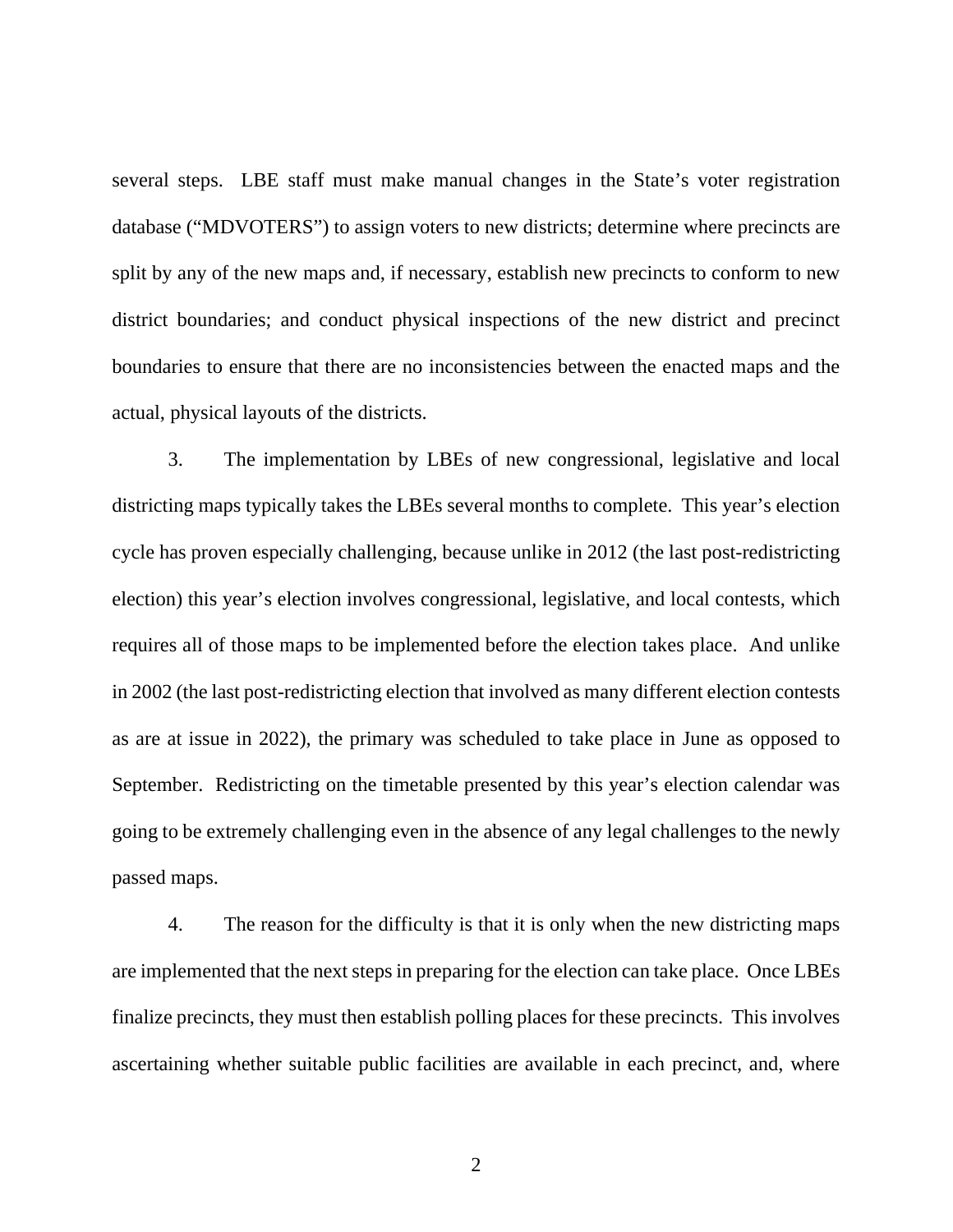several steps. LBE staff must make manual changes in the State's voter registration database ("MDVOTERS") to assign voters to new districts; determine where precincts are split by any of the new maps and, if necessary, establish new precincts to conform to new district boundaries; and conduct physical inspections of the new district and precinct boundaries to ensure that there are no inconsistencies between the enacted maps and the actual, physical layouts of the districts.

3. The implementation by LBEs of new congressional, legislative and local districting maps typically takes the LBEs several months to complete. This year's election cycle has proven especially challenging, because unlike in 2012 (the last post-redistricting election) this year's election involves congressional, legislative, and local contests, which requires all of those maps to be implemented before the election takes place. And unlike in 2002 (the last post-redistricting election that involved as many different election contests as are at issue in 2022), the primary was scheduled to take place in June as opposed to September. Redistricting on the timetable presented by this year's election calendar was going to be extremely challenging even in the absence of any legal challenges to the newly passed maps.

4. The reason for the difficulty is that it is only when the new districting maps are implemented that the next steps in preparing for the election can take place. Once LBEs finalize precincts, they must then establish polling places for these precincts. This involves ascertaining whether suitable public facilities are available in each precinct, and, where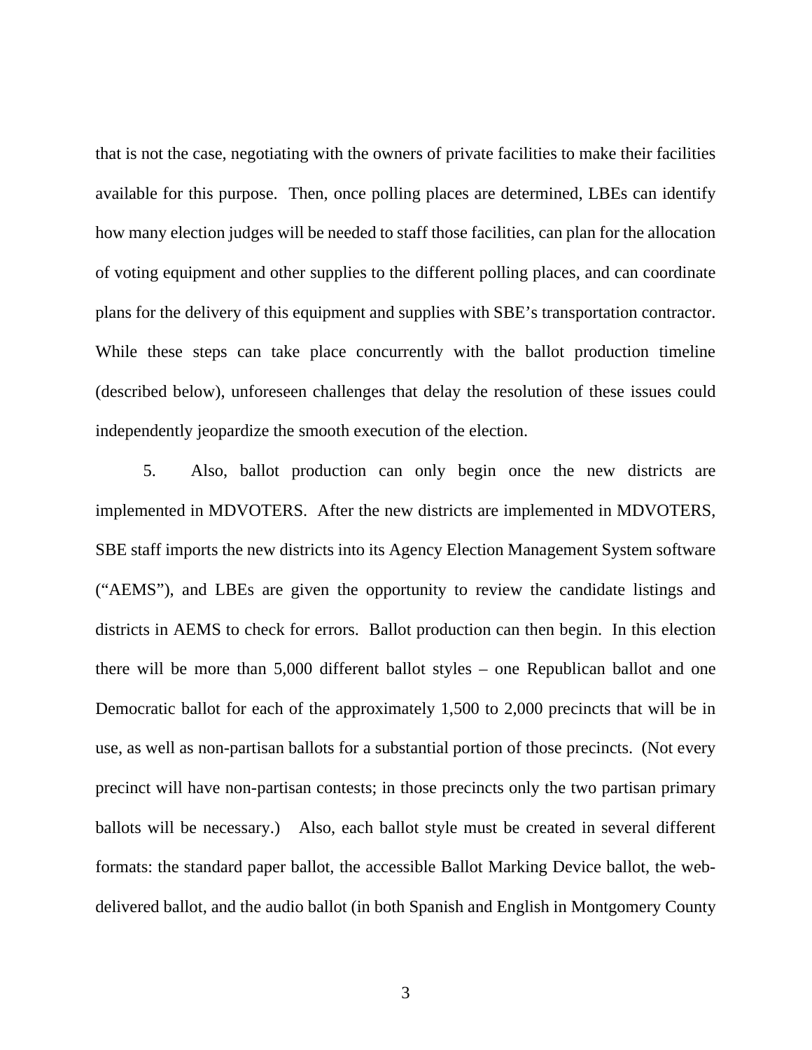that is not the case, negotiating with the owners of private facilities to make their facilities available for this purpose. Then, once polling places are determined, LBEs can identify how many election judges will be needed to staff those facilities, can plan for the allocation of voting equipment and other supplies to the different polling places, and can coordinate plans for the delivery of this equipment and supplies with SBE's transportation contractor. While these steps can take place concurrently with the ballot production timeline (described below), unforeseen challenges that delay the resolution of these issues could independently jeopardize the smooth execution of the election.

5. Also, ballot production can only begin once the new districts are implemented in MDVOTERS. After the new districts are implemented in MDVOTERS, SBE staff imports the new districts into its Agency Election Management System software ("AEMS"), and LBEs are given the opportunity to review the candidate listings and districts in AEMS to check for errors. Ballot production can then begin. In this election there will be more than 5,000 different ballot styles – one Republican ballot and one Democratic ballot for each of the approximately 1,500 to 2,000 precincts that will be in use, as well as non-partisan ballots for a substantial portion of those precincts. (Not every precinct will have non-partisan contests; in those precincts only the two partisan primary ballots will be necessary.) Also, each ballot style must be created in several different formats: the standard paper ballot, the accessible Ballot Marking Device ballot, the web-delivered ballot, and the audio ballot (in both Spanish and English in Montgomery County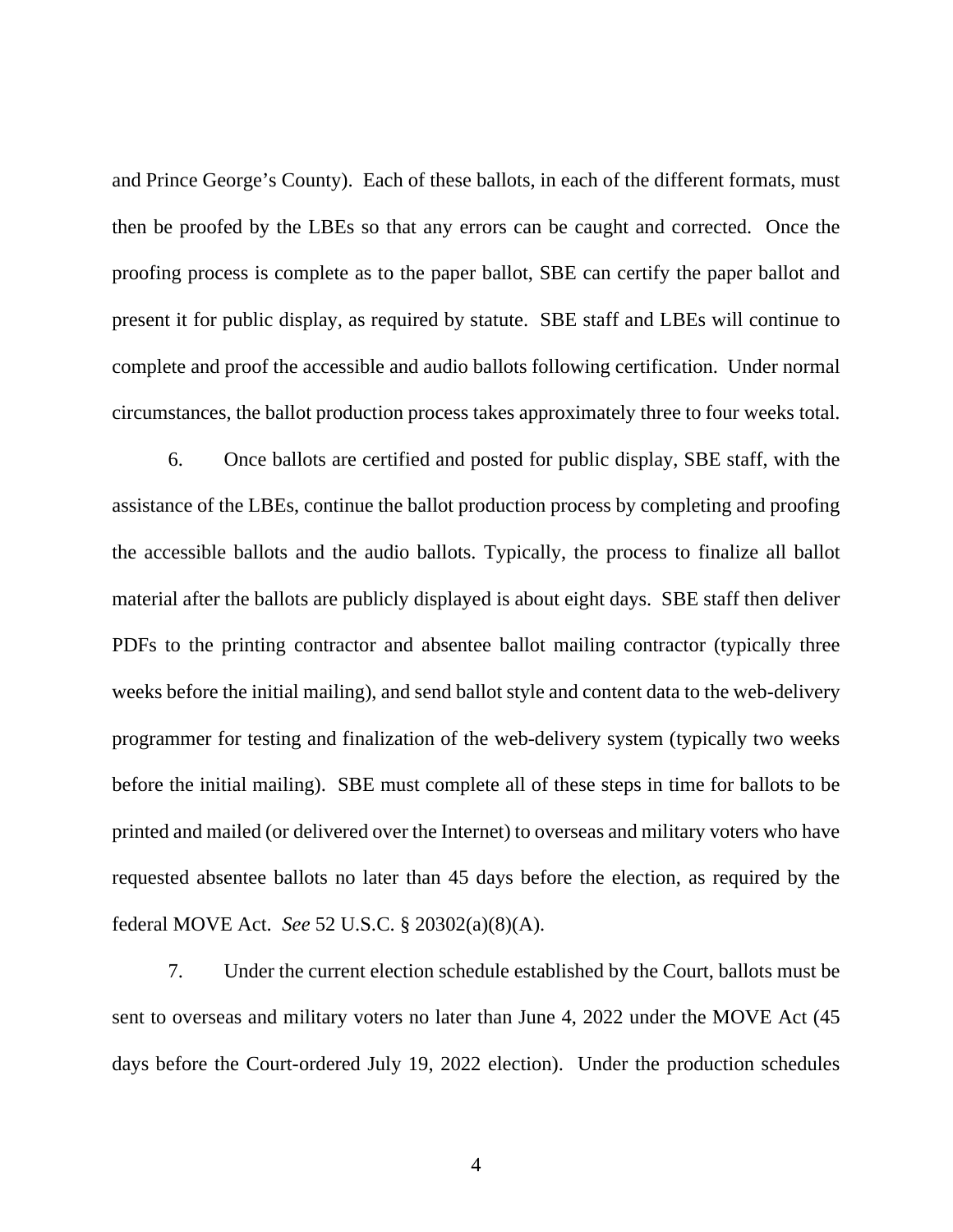and Prince George's County). Each of these ballots, in each of the different formats, must then be proofed by the LBEs so that any errors can be caught and corrected. Once the proofing process is complete as to the paper ballot, SBE can certify the paper ballot and present it for public display, as required by statute. SBE staff and LBEs will continue to complete and proof the accessible and audio ballots following certification. Under normal circumstances, the ballot production process takes approximately three to four weeks total.

6. Once ballots are certified and posted for public display, SBE staff, with the assistance of the LBEs, continue the ballot production process by completing and proofing the accessible ballots and the audio ballots. Typically, the process to finalize all ballot material after the ballots are publicly displayed is about eight days. SBE staff then deliver PDFs to the printing contractor and absentee ballot mailing contractor (typically three weeks before the initial mailing), and send ballot style and content data to the web-delivery programmer for testing and finalization of the web-delivery system (typically two weeks before the initial mailing). SBE must complete all of these steps in time for ballots to be printed and mailed (or delivered over the Internet) to overseas and military voters who have requested absentee ballots no later than 45 days before the election, as required by the federal MOVE Act. *See* 52 U.S.C. § 20302(a)(8)(A).

7. Under the current election schedule established by the Court, ballots must be sent to overseas and military voters no later than June 4, 2022 under the MOVE Act (45 days before the Court-ordered July 19, 2022 election). Under the production schedules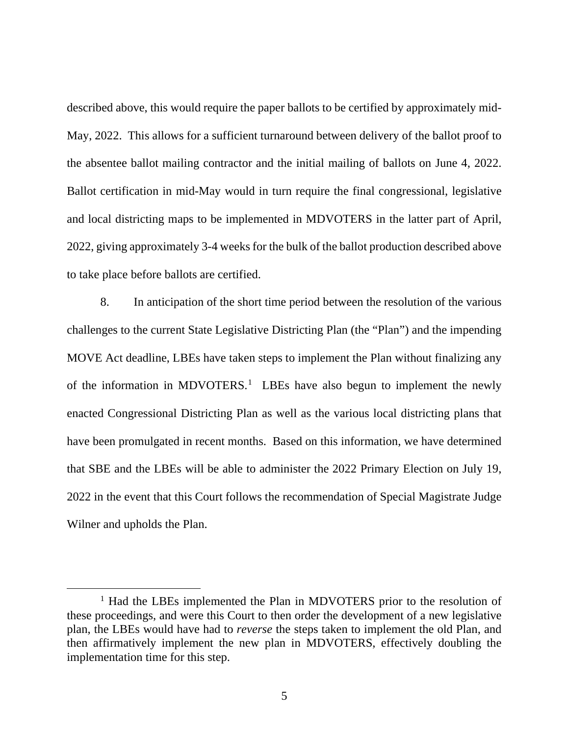described above, this would require the paper ballots to be certified by approximately mid-May, 2022. This allows for a sufficient turnaround between delivery of the ballot proof to the absentee ballot mailing contractor and the initial mailing of ballots on June 4, 2022. Ballot certification in mid-May would in turn require the final congressional, legislative and local districting maps to be implemented in MDVOTERS in the latter part of April, 2022, giving approximately 3-4 weeks for the bulk of the ballot production described above to take place before ballots are certified.

8. In anticipation of the short time period between the resolution of the various challenges to the current State Legislative Districting Plan (the "Plan") and the impending MOVE Act deadline, LBEs have taken steps to implement the Plan without finalizing any of the information in MDVOTERS.[1] LBEs have also begun to implement the newly enacted Congressional Districting Plan as well as the various local districting plans that have been promulgated in recent months. Based on this information, we have determined that SBE and the LBEs will be able to administer the 2022 Primary Election on July 19, 2022 in the event that this Court follows the recommendation of Special Magistrate Judge Wilner and upholds the Plan.

---

[1] Had the LBEs implemented the Plan in MDVOTERS prior to the resolution of these proceedings, and were this Court to then order the development of a new legislative plan, the LBEs would have had to *reverse* the steps taken to implement the old Plan, and then affirmatively implement the new plan in MDVOTERS, effectively doubling the implementation time for this step.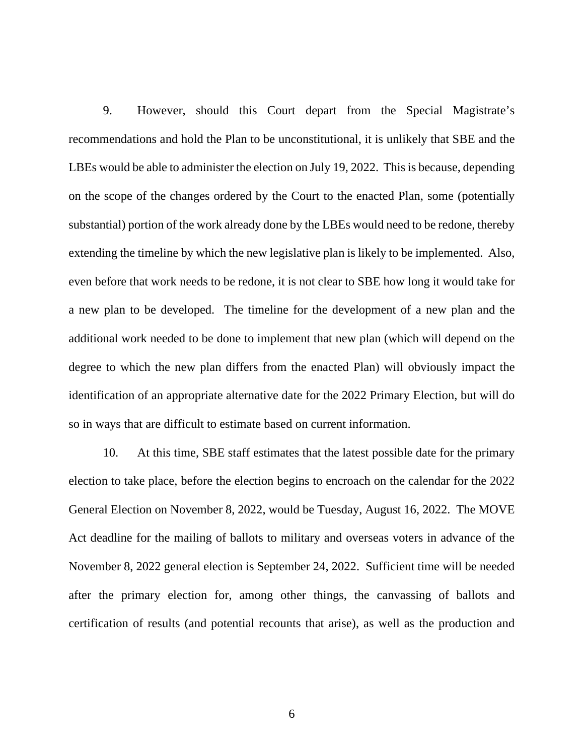9. However, should this Court depart from the Special Magistrate's recommendations and hold the Plan to be unconstitutional, it is unlikely that SBE and the LBEs would be able to administer the election on July 19, 2022. This is because, depending on the scope of the changes ordered by the Court to the enacted Plan, some (potentially substantial) portion of the work already done by the LBEs would need to be redone, thereby extending the timeline by which the new legislative plan is likely to be implemented. Also, even before that work needs to be redone, it is not clear to SBE how long it would take for a new plan to be developed. The timeline for the development of a new plan and the additional work needed to be done to implement that new plan (which will depend on the degree to which the new plan differs from the enacted Plan) will obviously impact the identification of an appropriate alternative date for the 2022 Primary Election, but will do so in ways that are difficult to estimate based on current information.

10. At this time, SBE staff estimates that the latest possible date for the primary election to take place, before the election begins to encroach on the calendar for the 2022 General Election on November 8, 2022, would be Tuesday, August 16, 2022. The MOVE Act deadline for the mailing of ballots to military and overseas voters in advance of the November 8, 2022 general election is September 24, 2022. Sufficient time will be needed after the primary election for, among other things, the canvassing of ballots and certification of results (and potential recounts that arise), as well as the production and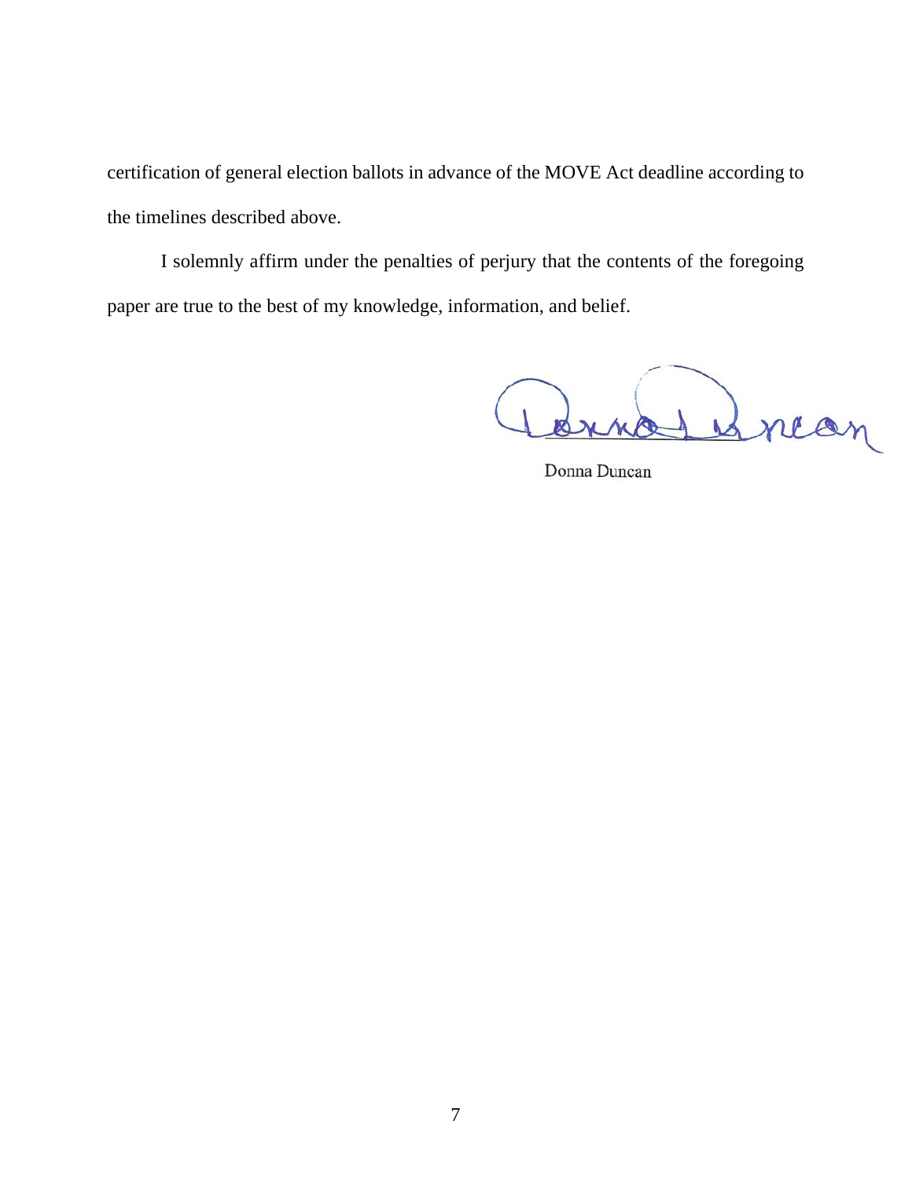certification of general election ballots in advance of the MOVE Act deadline according to the timelines described above.

I solemnly affirm under the penalties of perjury that the contents of the foregoing paper are true to the best of my knowledge, information, and belief.

Donna Duncan